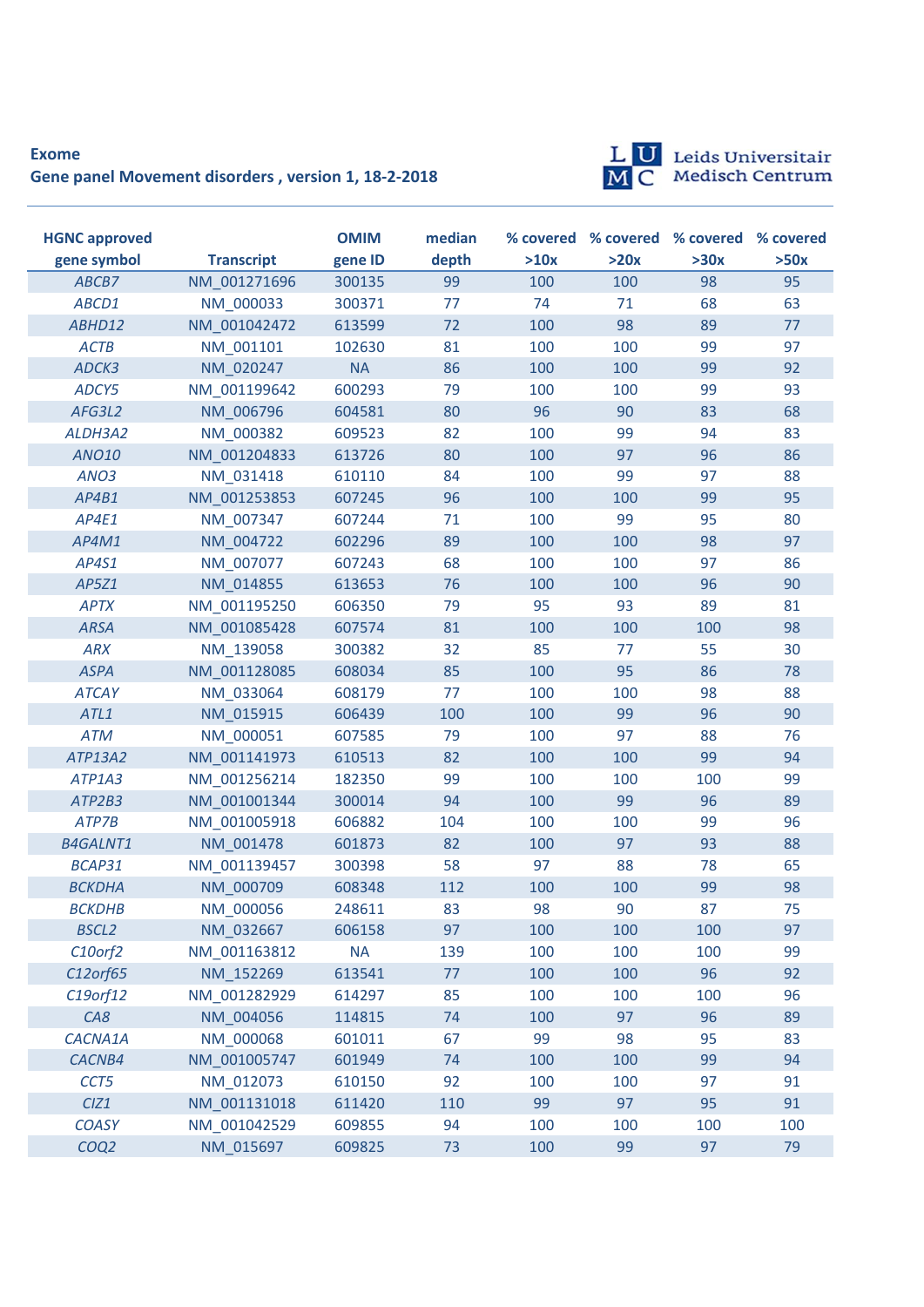**Exome**

**Gene panel Movement disorders , version 1, 18-2-2018**

| HGNC approved gene symbol | Transcript | OMIM gene ID | median depth | % covered >10x | % covered >20x | % covered >30x | % covered >50x |
|---|---|---|---|---|---|---|---|
| *ABCB7* | NM_001271696 | 300135 | 99 | 100 | 100 | 98 | 95 |
| *ABCD1* | NM_000033 | 300371 | 77 | 74 | 71 | 68 | 63 |
| *ABHD12* | NM_001042472 | 613599 | 72 | 100 | 98 | 89 | 77 |
| *ACTB* | NM_001101 | 102630 | 81 | 100 | 100 | 99 | 97 |
| *ADCK3* | NM_020247 | NA | 86 | 100 | 100 | 99 | 92 |
| *ADCY5* | NM_001199642 | 600293 | 79 | 100 | 100 | 99 | 93 |
| *AFG3L2* | NM_006796 | 604581 | 80 | 96 | 90 | 83 | 68 |
| *ALDH3A2* | NM_000382 | 609523 | 82 | 100 | 99 | 94 | 83 |
| *ANO10* | NM_001204833 | 613726 | 80 | 100 | 97 | 96 | 86 |
| *ANO3* | NM_031418 | 610110 | 84 | 100 | 99 | 97 | 88 |
| *AP4B1* | NM_001253853 | 607245 | 96 | 100 | 100 | 99 | 95 |
| *AP4E1* | NM_007347 | 607244 | 71 | 100 | 99 | 95 | 80 |
| *AP4M1* | NM_004722 | 602296 | 89 | 100 | 100 | 98 | 97 |
| *AP4S1* | NM_007077 | 607243 | 68 | 100 | 100 | 97 | 86 |
| *AP5Z1* | NM_014855 | 613653 | 76 | 100 | 100 | 96 | 90 |
| *APTX* | NM_001195250 | 606350 | 79 | 95 | 93 | 89 | 81 |
| *ARSA* | NM_001085428 | 607574 | 81 | 100 | 100 | 100 | 98 |
| *ARX* | NM_139058 | 300382 | 32 | 85 | 77 | 55 | 30 |
| *ASPA* | NM_001128085 | 608034 | 85 | 100 | 95 | 86 | 78 |
| *ATCAY* | NM_033064 | 608179 | 77 | 100 | 100 | 98 | 88 |
| *ATL1* | NM_015915 | 606439 | 100 | 100 | 99 | 96 | 90 |
| *ATM* | NM_000051 | 607585 | 79 | 100 | 97 | 88 | 76 |
| *ATP13A2* | NM_001141973 | 610513 | 82 | 100 | 100 | 99 | 94 |
| *ATP1A3* | NM_001256214 | 182350 | 99 | 100 | 100 | 100 | 99 |
| *ATP2B3* | NM_001001344 | 300014 | 94 | 100 | 99 | 96 | 89 |
| *ATP7B* | NM_001005918 | 606882 | 104 | 100 | 100 | 99 | 96 |
| *B4GALNT1* | NM_001478 | 601873 | 82 | 100 | 97 | 93 | 88 |
| *BCAP31* | NM_001139457 | 300398 | 58 | 97 | 88 | 78 | 65 |
| *BCKDHA* | NM_000709 | 608348 | 112 | 100 | 100 | 99 | 98 |
| *BCKDHB* | NM_000056 | 248611 | 83 | 98 | 90 | 87 | 75 |
| *BSCL2* | NM_032667 | 606158 | 97 | 100 | 100 | 100 | 97 |
| *C10orf2* | NM_001163812 | NA | 139 | 100 | 100 | 100 | 99 |
| *C12orf65* | NM_152269 | 613541 | 77 | 100 | 100 | 96 | 92 |
| *C19orf12* | NM_001282929 | 614297 | 85 | 100 | 100 | 100 | 96 |
| *CA8* | NM_004056 | 114815 | 74 | 100 | 97 | 96 | 89 |
| *CACNA1A* | NM_000068 | 601011 | 67 | 99 | 98 | 95 | 83 |
| *CACNB4* | NM_001005747 | 601949 | 74 | 100 | 100 | 99 | 94 |
| *CCT5* | NM_012073 | 610150 | 92 | 100 | 100 | 97 | 91 |
| *CIZ1* | NM_001131018 | 611420 | 110 | 99 | 97 | 95 | 91 |
| *COASY* | NM_001042529 | 609855 | 94 | 100 | 100 | 100 | 100 |
| *COQ2* | NM_015697 | 609825 | 73 | 100 | 99 | 97 | 79 |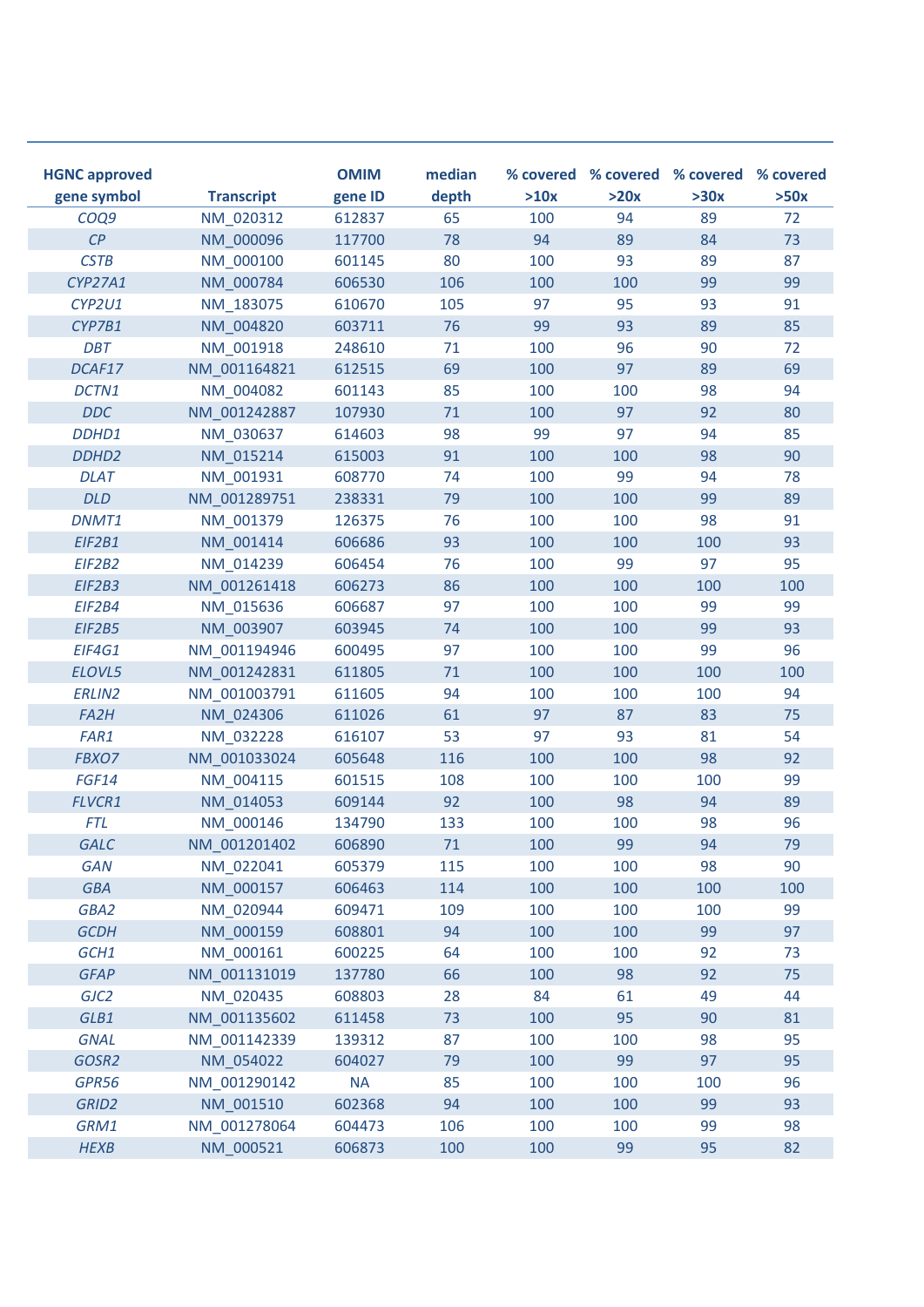| HGNC approved gene symbol | Transcript | OMIM gene ID | median depth | % covered >10x | % covered >20x | % covered >30x | % covered >50x |
|---|---|---|---|---|---|---|---|
| *COQ9* | NM_020312 | 612837 | 65 | 100 | 94 | 89 | 72 |
| *CP* | NM_000096 | 117700 | 78 | 94 | 89 | 84 | 73 |
| *CSTB* | NM_000100 | 601145 | 80 | 100 | 93 | 89 | 87 |
| *CYP27A1* | NM_000784 | 606530 | 106 | 100 | 100 | 99 | 99 |
| *CYP2U1* | NM_183075 | 610670 | 105 | 97 | 95 | 93 | 91 |
| *CYP7B1* | NM_004820 | 603711 | 76 | 99 | 93 | 89 | 85 |
| *DBT* | NM_001918 | 248610 | 71 | 100 | 96 | 90 | 72 |
| *DCAF17* | NM_001164821 | 612515 | 69 | 100 | 97 | 89 | 69 |
| *DCTN1* | NM_004082 | 601143 | 85 | 100 | 100 | 98 | 94 |
| *DDC* | NM_001242887 | 107930 | 71 | 100 | 97 | 92 | 80 |
| *DDHD1* | NM_030637 | 614603 | 98 | 99 | 97 | 94 | 85 |
| *DDHD2* | NM_015214 | 615003 | 91 | 100 | 100 | 98 | 90 |
| *DLAT* | NM_001931 | 608770 | 74 | 100 | 99 | 94 | 78 |
| *DLD* | NM_001289751 | 238331 | 79 | 100 | 100 | 99 | 89 |
| *DNMT1* | NM_001379 | 126375 | 76 | 100 | 100 | 98 | 91 |
| *EIF2B1* | NM_001414 | 606686 | 93 | 100 | 100 | 100 | 93 |
| *EIF2B2* | NM_014239 | 606454 | 76 | 100 | 99 | 97 | 95 |
| *EIF2B3* | NM_001261418 | 606273 | 86 | 100 | 100 | 100 | 100 |
| *EIF2B4* | NM_015636 | 606687 | 97 | 100 | 100 | 99 | 99 |
| *EIF2B5* | NM_003907 | 603945 | 74 | 100 | 100 | 99 | 93 |
| *EIF4G1* | NM_001194946 | 600495 | 97 | 100 | 100 | 99 | 96 |
| *ELOVL5* | NM_001242831 | 611805 | 71 | 100 | 100 | 100 | 100 |
| *ERLIN2* | NM_001003791 | 611605 | 94 | 100 | 100 | 100 | 94 |
| *FA2H* | NM_024306 | 611026 | 61 | 97 | 87 | 83 | 75 |
| *FAR1* | NM_032228 | 616107 | 53 | 97 | 93 | 81 | 54 |
| *FBXO7* | NM_001033024 | 605648 | 116 | 100 | 100 | 98 | 92 |
| *FGF14* | NM_004115 | 601515 | 108 | 100 | 100 | 100 | 99 |
| *FLVCR1* | NM_014053 | 609144 | 92 | 100 | 98 | 94 | 89 |
| *FTL* | NM_000146 | 134790 | 133 | 100 | 100 | 98 | 96 |
| *GALC* | NM_001201402 | 606890 | 71 | 100 | 99 | 94 | 79 |
| *GAN* | NM_022041 | 605379 | 115 | 100 | 100 | 98 | 90 |
| *GBA* | NM_000157 | 606463 | 114 | 100 | 100 | 100 | 100 |
| *GBA2* | NM_020944 | 609471 | 109 | 100 | 100 | 100 | 99 |
| *GCDH* | NM_000159 | 608801 | 94 | 100 | 100 | 99 | 97 |
| *GCH1* | NM_000161 | 600225 | 64 | 100 | 100 | 92 | 73 |
| *GFAP* | NM_001131019 | 137780 | 66 | 100 | 98 | 92 | 75 |
| *GJC2* | NM_020435 | 608803 | 28 | 84 | 61 | 49 | 44 |
| *GLB1* | NM_001135602 | 611458 | 73 | 100 | 95 | 90 | 81 |
| *GNAL* | NM_001142339 | 139312 | 87 | 100 | 100 | 98 | 95 |
| *GOSR2* | NM_054022 | 604027 | 79 | 100 | 99 | 97 | 95 |
| *GPR56* | NM_001290142 | NA | 85 | 100 | 100 | 100 | 96 |
| *GRID2* | NM_001510 | 602368 | 94 | 100 | 100 | 99 | 93 |
| *GRM1* | NM_001278064 | 604473 | 106 | 100 | 100 | 99 | 98 |
| *HEXB* | NM_000521 | 606873 | 100 | 100 | 99 | 95 | 82 |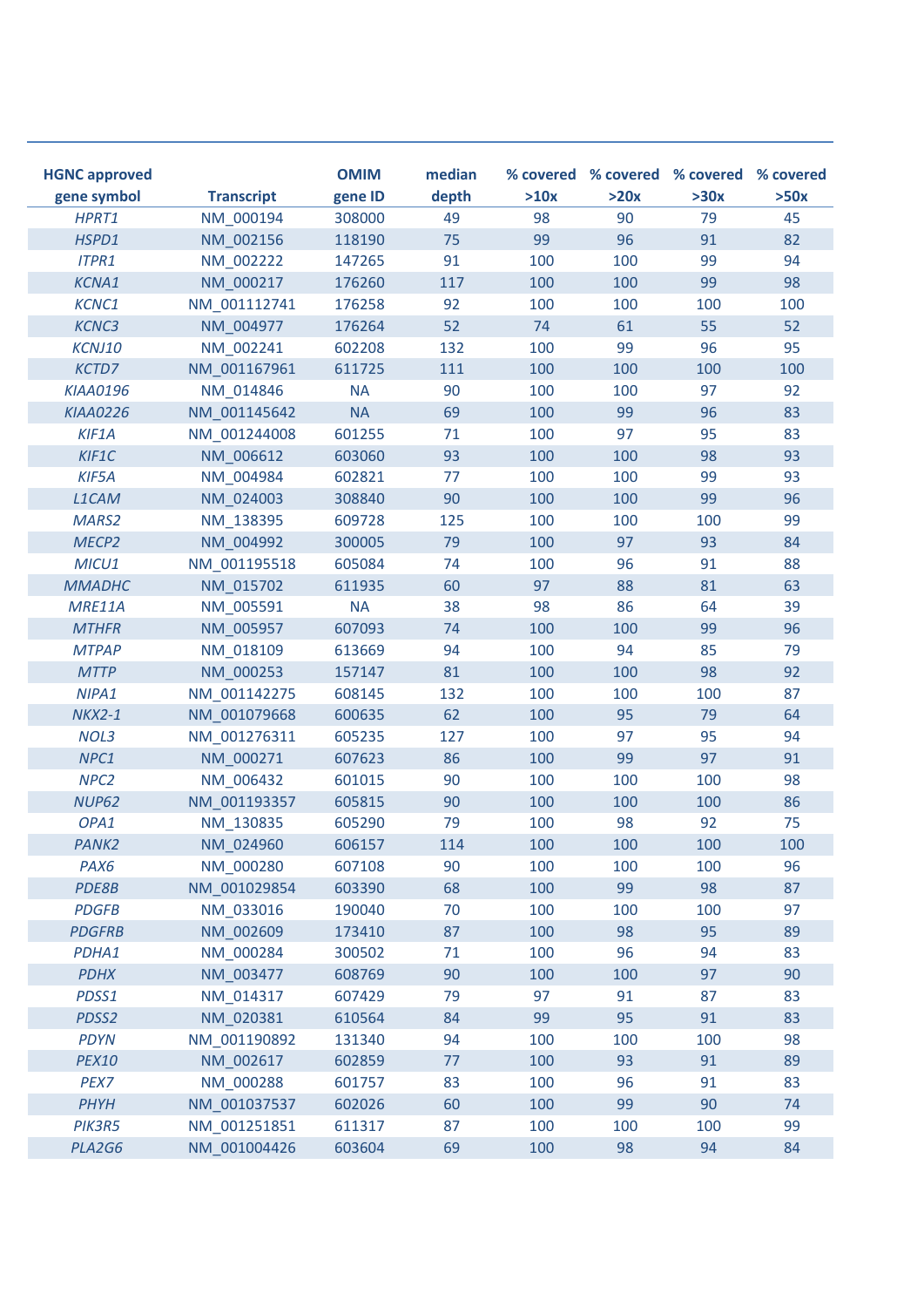| HGNC approved gene symbol | Transcript | OMIM gene ID | median depth | % covered >10x | % covered >20x | % covered >30x | % covered >50x |
|---|---|---|---|---|---|---|---|
| *HPRT1* | NM_000194 | 308000 | 49 | 98 | 90 | 79 | 45 |
| *HSPD1* | NM_002156 | 118190 | 75 | 99 | 96 | 91 | 82 |
| *ITPR1* | NM_002222 | 147265 | 91 | 100 | 100 | 99 | 94 |
| *KCNA1* | NM_000217 | 176260 | 117 | 100 | 100 | 99 | 98 |
| *KCNC1* | NM_001112741 | 176258 | 92 | 100 | 100 | 100 | 100 |
| *KCNC3* | NM_004977 | 176264 | 52 | 74 | 61 | 55 | 52 |
| *KCNJ10* | NM_002241 | 602208 | 132 | 100 | 99 | 96 | 95 |
| *KCTD7* | NM_001167961 | 611725 | 111 | 100 | 100 | 100 | 100 |
| *KIAA0196* | NM_014846 | NA | 90 | 100 | 100 | 97 | 92 |
| *KIAA0226* | NM_001145642 | NA | 69 | 100 | 99 | 96 | 83 |
| *KIF1A* | NM_001244008 | 601255 | 71 | 100 | 97 | 95 | 83 |
| *KIF1C* | NM_006612 | 603060 | 93 | 100 | 100 | 98 | 93 |
| *KIF5A* | NM_004984 | 602821 | 77 | 100 | 100 | 99 | 93 |
| *L1CAM* | NM_024003 | 308840 | 90 | 100 | 100 | 99 | 96 |
| *MARS2* | NM_138395 | 609728 | 125 | 100 | 100 | 100 | 99 |
| *MECP2* | NM_004992 | 300005 | 79 | 100 | 97 | 93 | 84 |
| *MICU1* | NM_001195518 | 605084 | 74 | 100 | 96 | 91 | 88 |
| *MMADHC* | NM_015702 | 611935 | 60 | 97 | 88 | 81 | 63 |
| *MRE11A* | NM_005591 | NA | 38 | 98 | 86 | 64 | 39 |
| *MTHFR* | NM_005957 | 607093 | 74 | 100 | 100 | 99 | 96 |
| *MTPAP* | NM_018109 | 613669 | 94 | 100 | 94 | 85 | 79 |
| *MTTP* | NM_000253 | 157147 | 81 | 100 | 100 | 98 | 92 |
| *NIPA1* | NM_001142275 | 608145 | 132 | 100 | 100 | 100 | 87 |
| *NKX2-1* | NM_001079668 | 600635 | 62 | 100 | 95 | 79 | 64 |
| *NOL3* | NM_001276311 | 605235 | 127 | 100 | 97 | 95 | 94 |
| *NPC1* | NM_000271 | 607623 | 86 | 100 | 99 | 97 | 91 |
| *NPC2* | NM_006432 | 601015 | 90 | 100 | 100 | 100 | 98 |
| *NUP62* | NM_001193357 | 605815 | 90 | 100 | 100 | 100 | 86 |
| *OPA1* | NM_130835 | 605290 | 79 | 100 | 98 | 92 | 75 |
| *PANK2* | NM_024960 | 606157 | 114 | 100 | 100 | 100 | 100 |
| *PAX6* | NM_000280 | 607108 | 90 | 100 | 100 | 100 | 96 |
| *PDE8B* | NM_001029854 | 603390 | 68 | 100 | 99 | 98 | 87 |
| *PDGFB* | NM_033016 | 190040 | 70 | 100 | 100 | 100 | 97 |
| *PDGFRB* | NM_002609 | 173410 | 87 | 100 | 98 | 95 | 89 |
| *PDHA1* | NM_000284 | 300502 | 71 | 100 | 96 | 94 | 83 |
| *PDHX* | NM_003477 | 608769 | 90 | 100 | 100 | 97 | 90 |
| *PDSS1* | NM_014317 | 607429 | 79 | 97 | 91 | 87 | 83 |
| *PDSS2* | NM_020381 | 610564 | 84 | 99 | 95 | 91 | 83 |
| *PDYN* | NM_001190892 | 131340 | 94 | 100 | 100 | 100 | 98 |
| *PEX10* | NM_002617 | 602859 | 77 | 100 | 93 | 91 | 89 |
| *PEX7* | NM_000288 | 601757 | 83 | 100 | 96 | 91 | 83 |
| *PHYH* | NM_001037537 | 602026 | 60 | 100 | 99 | 90 | 74 |
| *PIK3R5* | NM_001251851 | 611317 | 87 | 100 | 100 | 100 | 99 |
| *PLA2G6* | NM_001004426 | 603604 | 69 | 100 | 98 | 94 | 84 |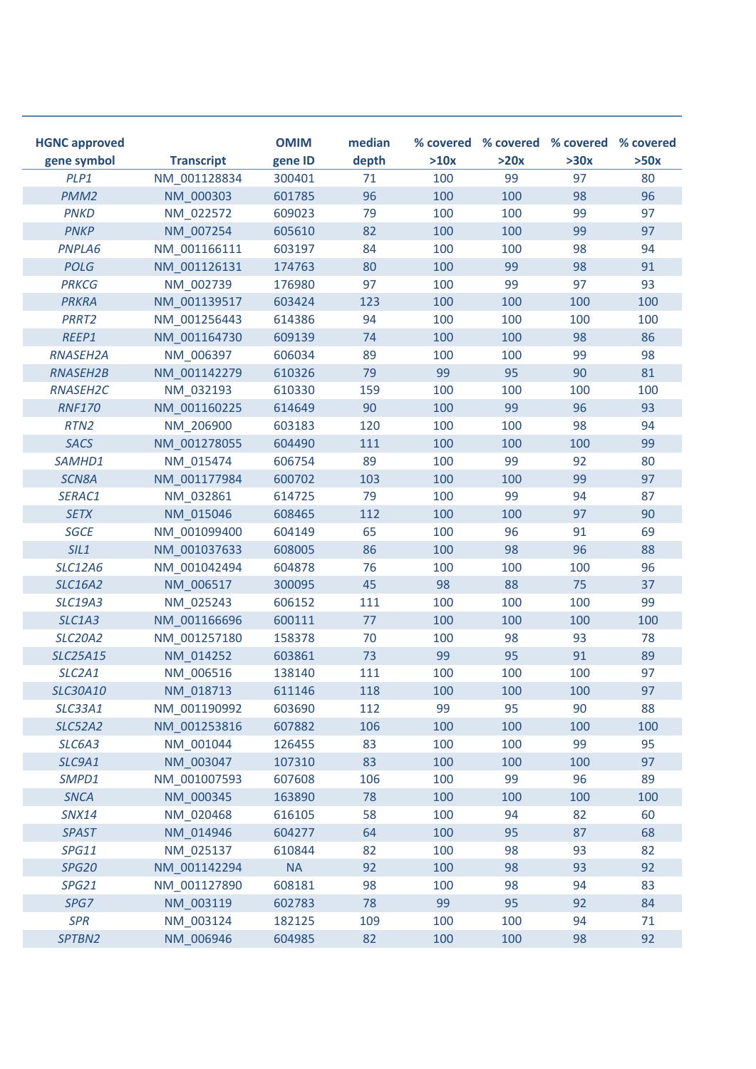| HGNC approved gene symbol | Transcript | OMIM gene ID | median depth | % covered >10x | % covered >20x | % covered >30x | % covered >50x |
|---|---|---|---|---|---|---|---|
| *PLP1* | NM_001128834 | 300401 | 71 | 100 | 99 | 97 | 80 |
| *PMM2* | NM_000303 | 601785 | 96 | 100 | 100 | 98 | 96 |
| *PNKD* | NM_022572 | 609023 | 79 | 100 | 100 | 99 | 97 |
| *PNKP* | NM_007254 | 605610 | 82 | 100 | 100 | 99 | 97 |
| *PNPLA6* | NM_001166111 | 603197 | 84 | 100 | 100 | 98 | 94 |
| *POLG* | NM_001126131 | 174763 | 80 | 100 | 99 | 98 | 91 |
| *PRKCG* | NM_002739 | 176980 | 97 | 100 | 99 | 97 | 93 |
| *PRKRA* | NM_001139517 | 603424 | 123 | 100 | 100 | 100 | 100 |
| *PRRT2* | NM_001256443 | 614386 | 94 | 100 | 100 | 100 | 100 |
| *REEP1* | NM_001164730 | 609139 | 74 | 100 | 100 | 98 | 86 |
| *RNASEH2A* | NM_006397 | 606034 | 89 | 100 | 100 | 99 | 98 |
| *RNASEH2B* | NM_001142279 | 610326 | 79 | 99 | 95 | 90 | 81 |
| *RNASEH2C* | NM_032193 | 610330 | 159 | 100 | 100 | 100 | 100 |
| *RNF170* | NM_001160225 | 614649 | 90 | 100 | 99 | 96 | 93 |
| *RTN2* | NM_206900 | 603183 | 120 | 100 | 100 | 98 | 94 |
| *SACS* | NM_001278055 | 604490 | 111 | 100 | 100 | 100 | 99 |
| *SAMHD1* | NM_015474 | 606754 | 89 | 100 | 99 | 92 | 80 |
| *SCN8A* | NM_001177984 | 600702 | 103 | 100 | 100 | 99 | 97 |
| *SERAC1* | NM_032861 | 614725 | 79 | 100 | 99 | 94 | 87 |
| *SETX* | NM_015046 | 608465 | 112 | 100 | 100 | 97 | 90 |
| *SGCE* | NM_001099400 | 604149 | 65 | 100 | 96 | 91 | 69 |
| *SIL1* | NM_001037633 | 608005 | 86 | 100 | 98 | 96 | 88 |
| *SLC12A6* | NM_001042494 | 604878 | 76 | 100 | 100 | 100 | 96 |
| *SLC16A2* | NM_006517 | 300095 | 45 | 98 | 88 | 75 | 37 |
| *SLC19A3* | NM_025243 | 606152 | 111 | 100 | 100 | 100 | 99 |
| *SLC1A3* | NM_001166696 | 600111 | 77 | 100 | 100 | 100 | 100 |
| *SLC20A2* | NM_001257180 | 158378 | 70 | 100 | 98 | 93 | 78 |
| *SLC25A15* | NM_014252 | 603861 | 73 | 99 | 95 | 91 | 89 |
| *SLC2A1* | NM_006516 | 138140 | 111 | 100 | 100 | 100 | 97 |
| *SLC30A10* | NM_018713 | 611146 | 118 | 100 | 100 | 100 | 97 |
| *SLC33A1* | NM_001190992 | 603690 | 112 | 99 | 95 | 90 | 88 |
| *SLC52A2* | NM_001253816 | 607882 | 106 | 100 | 100 | 100 | 100 |
| *SLC6A3* | NM_001044 | 126455 | 83 | 100 | 100 | 99 | 95 |
| *SLC9A1* | NM_003047 | 107310 | 83 | 100 | 100 | 100 | 97 |
| *SMPD1* | NM_001007593 | 607608 | 106 | 100 | 99 | 96 | 89 |
| *SNCA* | NM_000345 | 163890 | 78 | 100 | 100 | 100 | 100 |
| *SNX14* | NM_020468 | 616105 | 58 | 100 | 94 | 82 | 60 |
| *SPAST* | NM_014946 | 604277 | 64 | 100 | 95 | 87 | 68 |
| *SPG11* | NM_025137 | 610844 | 82 | 100 | 98 | 93 | 82 |
| *SPG20* | NM_001142294 | NA | 92 | 100 | 98 | 93 | 92 |
| *SPG21* | NM_001127890 | 608181 | 98 | 100 | 98 | 94 | 83 |
| *SPG7* | NM_003119 | 602783 | 78 | 99 | 95 | 92 | 84 |
| *SPR* | NM_003124 | 182125 | 109 | 100 | 100 | 94 | 71 |
| *SPTBN2* | NM_006946 | 604985 | 82 | 100 | 100 | 98 | 92 |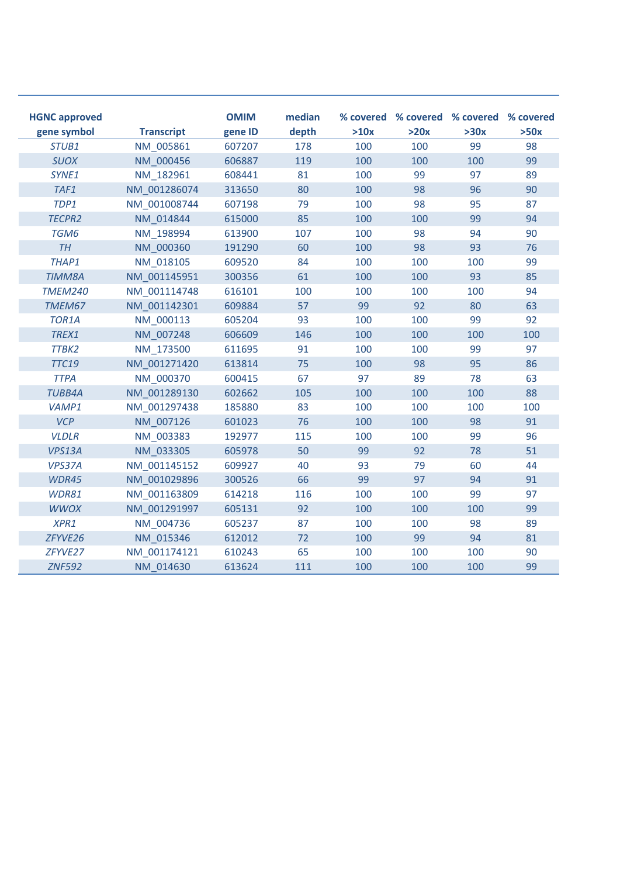| HGNC approved gene symbol | Transcript | OMIM gene ID | median depth | % covered >10x | % covered >20x | % covered >30x | % covered >50x |
|---|---|---|---|---|---|---|---|
| *STUB1* | NM_005861 | 607207 | 178 | 100 | 100 | 99 | 98 |
| *SUOX* | NM_000456 | 606887 | 119 | 100 | 100 | 100 | 99 |
| *SYNE1* | NM_182961 | 608441 | 81 | 100 | 99 | 97 | 89 |
| *TAF1* | NM_001286074 | 313650 | 80 | 100 | 98 | 96 | 90 |
| *TDP1* | NM_001008744 | 607198 | 79 | 100 | 98 | 95 | 87 |
| *TECPR2* | NM_014844 | 615000 | 85 | 100 | 100 | 99 | 94 |
| *TGM6* | NM_198994 | 613900 | 107 | 100 | 98 | 94 | 90 |
| *TH* | NM_000360 | 191290 | 60 | 100 | 98 | 93 | 76 |
| *THAP1* | NM_018105 | 609520 | 84 | 100 | 100 | 100 | 99 |
| *TIMM8A* | NM_001145951 | 300356 | 61 | 100 | 100 | 93 | 85 |
| *TMEM240* | NM_001114748 | 616101 | 100 | 100 | 100 | 100 | 94 |
| *TMEM67* | NM_001142301 | 609884 | 57 | 99 | 92 | 80 | 63 |
| *TOR1A* | NM_000113 | 605204 | 93 | 100 | 100 | 99 | 92 |
| *TREX1* | NM_007248 | 606609 | 146 | 100 | 100 | 100 | 100 |
| *TTBK2* | NM_173500 | 611695 | 91 | 100 | 100 | 99 | 97 |
| *TTC19* | NM_001271420 | 613814 | 75 | 100 | 98 | 95 | 86 |
| *TTPA* | NM_000370 | 600415 | 67 | 97 | 89 | 78 | 63 |
| *TUBB4A* | NM_001289130 | 602662 | 105 | 100 | 100 | 100 | 88 |
| *VAMP1* | NM_001297438 | 185880 | 83 | 100 | 100 | 100 | 100 |
| *VCP* | NM_007126 | 601023 | 76 | 100 | 100 | 98 | 91 |
| *VLDLR* | NM_003383 | 192977 | 115 | 100 | 100 | 99 | 96 |
| *VPS13A* | NM_033305 | 605978 | 50 | 99 | 92 | 78 | 51 |
| *VPS37A* | NM_001145152 | 609927 | 40 | 93 | 79 | 60 | 44 |
| *WDR45* | NM_001029896 | 300526 | 66 | 99 | 97 | 94 | 91 |
| *WDR81* | NM_001163809 | 614218 | 116 | 100 | 100 | 99 | 97 |
| *WWOX* | NM_001291997 | 605131 | 92 | 100 | 100 | 100 | 99 |
| *XPR1* | NM_004736 | 605237 | 87 | 100 | 100 | 98 | 89 |
| *ZFYVE26* | NM_015346 | 612012 | 72 | 100 | 99 | 94 | 81 |
| *ZFYVE27* | NM_001174121 | 610243 | 65 | 100 | 100 | 100 | 90 |
| *ZNF592* | NM_014630 | 613624 | 111 | 100 | 100 | 100 | 99 |